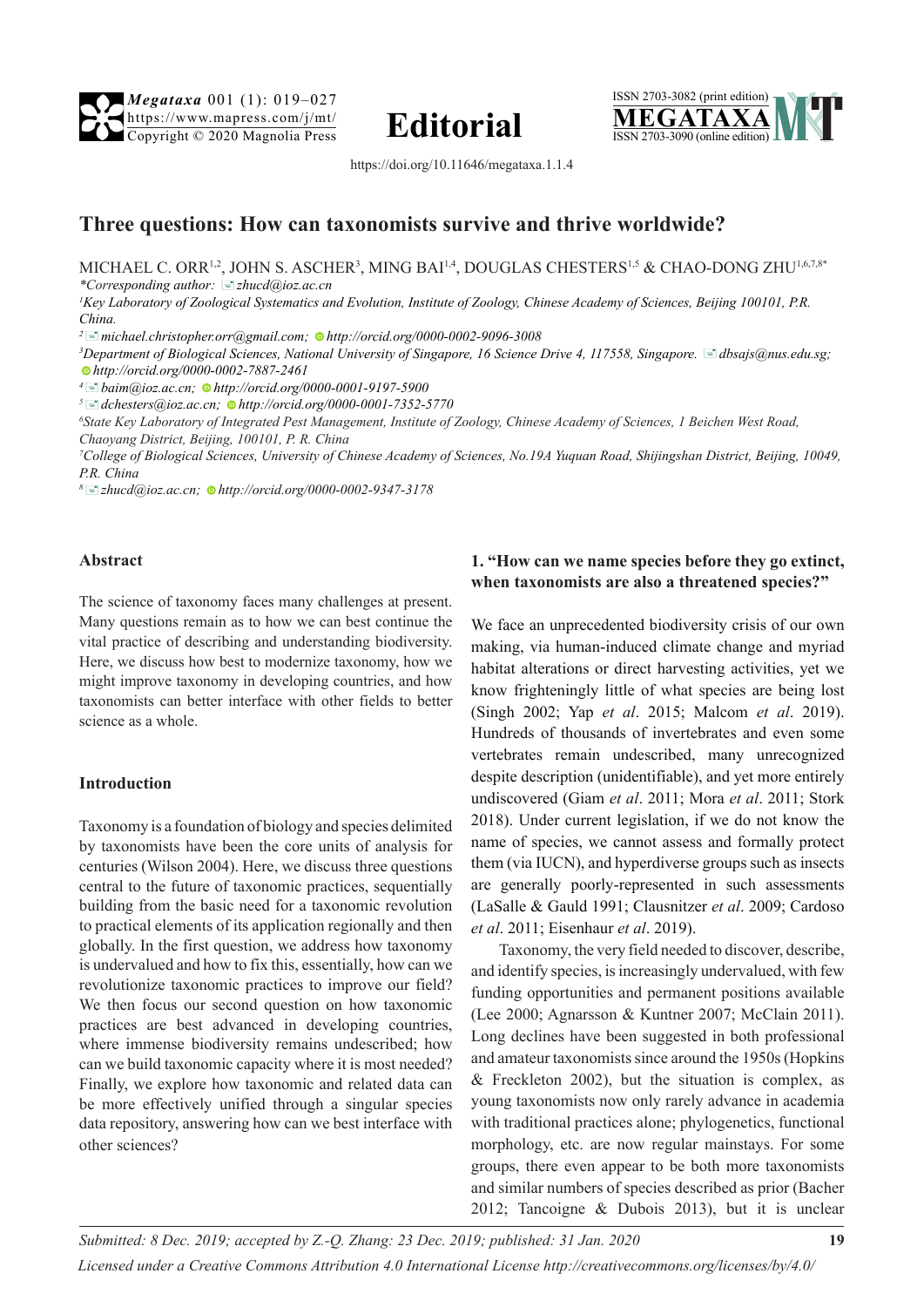**Editorial**

https://doi.org/10.11646/megataxa.1.1.4

# Three questions: How can taxonomists survive and thrive worldwide?

MICHAEL C. ORR[1,2], JOHN S. ASCHER[3], MING BAI[1,4], DOUGLAS CHESTERS[1,5] & CHAO-DONG ZHU[1,6,7,8*]

*\*Corresponding author:* *zhucd@ioz.ac.cn*

[1]*Key Laboratory of Zoological Systematics and Evolution, Institute of Zoology, Chinese Academy of Sciences, Beijing 100101, P.R. China.*

[2] *michael.christopher.orr@gmail.com; http://orcid.org/0000-0002-9096-3008*

[3]*Department of Biological Sciences, National University of Singapore, 16 Science Drive 4, 117558, Singapore. dbsajs@nus.edu.sg; http://orcid.org/0000-0002-7887-2461*

[4] *baim@ioz.ac.cn; http://orcid.org/0000-0001-9197-5900*

[5] *dchesters@ioz.ac.cn; http://orcid.org/0000-0001-7352-5770*

[6]*State Key Laboratory of Integrated Pest Management, Institute of Zoology, Chinese Academy of Sciences, 1 Beichen West Road, Chaoyang District, Beijing, 100101, P. R. China*

[7]*College of Biological Sciences, University of Chinese Academy of Sciences, No.19A Yuquan Road, Shijingshan District, Beijing, 10049, P.R. China*

[8] *zhucd@ioz.ac.cn; http://orcid.org/0000-0002-9347-3178*

## Abstract

The science of taxonomy faces many challenges at present. Many questions remain as to how we can best continue the vital practice of describing and understanding biodiversity. Here, we discuss how best to modernize taxonomy, how we might improve taxonomy in developing countries, and how taxonomists can better interface with other fields to better science as a whole.

## Introduction

Taxonomy is a foundation of biology and species delimited by taxonomists have been the core units of analysis for centuries (Wilson 2004). Here, we discuss three questions central to the future of taxonomic practices, sequentially building from the basic need for a taxonomic revolution to practical elements of its application regionally and then globally. In the first question, we address how taxonomy is undervalued and how to fix this, essentially, how can we revolutionize taxonomic practices to improve our field? We then focus our second question on how taxonomic practices are best advanced in developing countries, where immense biodiversity remains undescribed; how can we build taxonomic capacity where it is most needed? Finally, we explore how taxonomic and related data can be more effectively unified through a singular species data repository, answering how can we best interface with other sciences?

## 1. "How can we name species before they go extinct, when taxonomists are also a threatened species?"

We face an unprecedented biodiversity crisis of our own making, via human-induced climate change and myriad habitat alterations or direct harvesting activities, yet we know frighteningly little of what species are being lost (Singh 2002; Yap *et al*. 2015; Malcom *et al*. 2019). Hundreds of thousands of invertebrates and even some vertebrates remain undescribed, many unrecognized despite description (unidentifiable), and yet more entirely undiscovered (Giam *et al*. 2011; Mora *et al*. 2011; Stork 2018). Under current legislation, if we do not know the name of species, we cannot assess and formally protect them (via IUCN), and hyperdiverse groups such as insects are generally poorly-represented in such assessments (LaSalle & Gauld 1991; Clausnitzer *et al*. 2009; Cardoso *et al*. 2011; Eisenhaur *et al*. 2019).

Taxonomy, the very field needed to discover, describe, and identify species, is increasingly undervalued, with few funding opportunities and permanent positions available (Lee 2000; Agnarsson & Kuntner 2007; McClain 2011). Long declines have been suggested in both professional and amateur taxonomists since around the 1950s (Hopkins & Freckleton 2002), but the situation is complex, as young taxonomists now only rarely advance in academia with traditional practices alone; phylogenetics, functional morphology, etc. are now regular mainstays. For some groups, there even appear to be both more taxonomists and similar numbers of species described as prior (Bacher 2012; Tancoigne & Dubois 2013), but it is unclear

*Submitted: 8 Dec. 2019; accepted by Z.-Q. Zhang: 23 Dec. 2019; published: 31 Jan. 2020*

*Licensed under a Creative Commons Attribution 4.0 International License http://creativecommons.org/licenses/by/4.0/*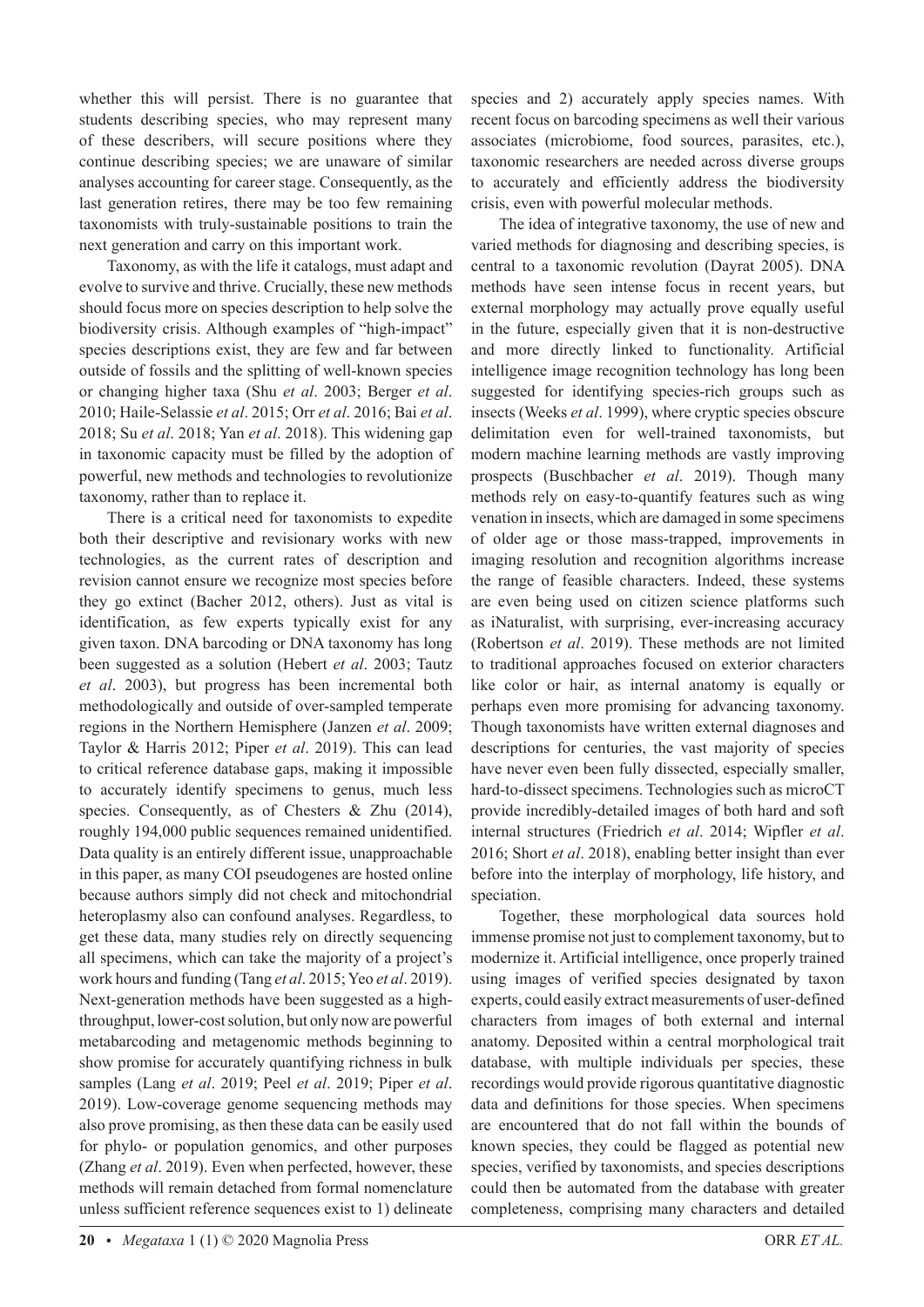whether this will persist. There is no guarantee that students describing species, who may represent many of these describers, will secure positions where they continue describing species; we are unaware of similar analyses accounting for career stage. Consequently, as the last generation retires, there may be too few remaining taxonomists with truly-sustainable positions to train the next generation and carry on this important work.

Taxonomy, as with the life it catalogs, must adapt and evolve to survive and thrive. Crucially, these new methods should focus more on species description to help solve the biodiversity crisis. Although examples of "high-impact" species descriptions exist, they are few and far between outside of fossils and the splitting of well-known species or changing higher taxa (Shu *et al*. 2003; Berger *et al*. 2010; Haile-Selassie *et al*. 2015; Orr *et al*. 2016; Bai *et al*. 2018; Su *et al*. 2018; Yan *et al*. 2018). This widening gap in taxonomic capacity must be filled by the adoption of powerful, new methods and technologies to revolutionize taxonomy, rather than to replace it.

There is a critical need for taxonomists to expedite both their descriptive and revisionary works with new technologies, as the current rates of description and revision cannot ensure we recognize most species before they go extinct (Bacher 2012, others). Just as vital is identification, as few experts typically exist for any given taxon. DNA barcoding or DNA taxonomy has long been suggested as a solution (Hebert *et al*. 2003; Tautz *et al*. 2003), but progress has been incremental both methodologically and outside of over-sampled temperate regions in the Northern Hemisphere (Janzen *et al*. 2009; Taylor & Harris 2012; Piper *et al*. 2019). This can lead to critical reference database gaps, making it impossible to accurately identify specimens to genus, much less species. Consequently, as of Chesters & Zhu (2014), roughly 194,000 public sequences remained unidentified. Data quality is an entirely different issue, unapproachable in this paper, as many COI pseudogenes are hosted online because authors simply did not check and mitochondrial heteroplasmy also can confound analyses. Regardless, to get these data, many studies rely on directly sequencing all specimens, which can take the majority of a project's work hours and funding (Tang *et al*. 2015; Yeo *et al*. 2019). Next-generation methods have been suggested as a high-throughput, lower-cost solution, but only now are powerful metabarcoding and metagenomic methods beginning to show promise for accurately quantifying richness in bulk samples (Lang *et al*. 2019; Peel *et al*. 2019; Piper *et al*. 2019). Low-coverage genome sequencing methods may also prove promising, as then these data can be easily used for phylo- or population genomics, and other purposes (Zhang *et al*. 2019). Even when perfected, however, these methods will remain detached from formal nomenclature unless sufficient reference sequences exist to 1) delineate species and 2) accurately apply species names. With recent focus on barcoding specimens as well their various associates (microbiome, food sources, parasites, etc.), taxonomic researchers are needed across diverse groups to accurately and efficiently address the biodiversity crisis, even with powerful molecular methods.

The idea of integrative taxonomy, the use of new and varied methods for diagnosing and describing species, is central to a taxonomic revolution (Dayrat 2005). DNA methods have seen intense focus in recent years, but external morphology may actually prove equally useful in the future, especially given that it is non-destructive and more directly linked to functionality. Artificial intelligence image recognition technology has long been suggested for identifying species-rich groups such as insects (Weeks *et al*. 1999), where cryptic species obscure delimitation even for well-trained taxonomists, but modern machine learning methods are vastly improving prospects (Buschbacher *et al*. 2019). Though many methods rely on easy-to-quantify features such as wing venation in insects, which are damaged in some specimens of older age or those mass-trapped, improvements in imaging resolution and recognition algorithms increase the range of feasible characters. Indeed, these systems are even being used on citizen science platforms such as iNaturalist, with surprising, ever-increasing accuracy (Robertson *et al*. 2019). These methods are not limited to traditional approaches focused on exterior characters like color or hair, as internal anatomy is equally or perhaps even more promising for advancing taxonomy. Though taxonomists have written external diagnoses and descriptions for centuries, the vast majority of species have never even been fully dissected, especially smaller, hard-to-dissect specimens. Technologies such as microCT provide incredibly-detailed images of both hard and soft internal structures (Friedrich *et al*. 2014; Wipfler *et al*. 2016; Short *et al*. 2018), enabling better insight than ever before into the interplay of morphology, life history, and speciation.

Together, these morphological data sources hold immense promise not just to complement taxonomy, but to modernize it. Artificial intelligence, once properly trained using images of verified species designated by taxon experts, could easily extract measurements of user-defined characters from images of both external and internal anatomy. Deposited within a central morphological trait database, with multiple individuals per species, these recordings would provide rigorous quantitative diagnostic data and definitions for those species. When specimens are encountered that do not fall within the bounds of known species, they could be flagged as potential new species, verified by taxonomists, and species descriptions could then be automated from the database with greater completeness, comprising many characters and detailed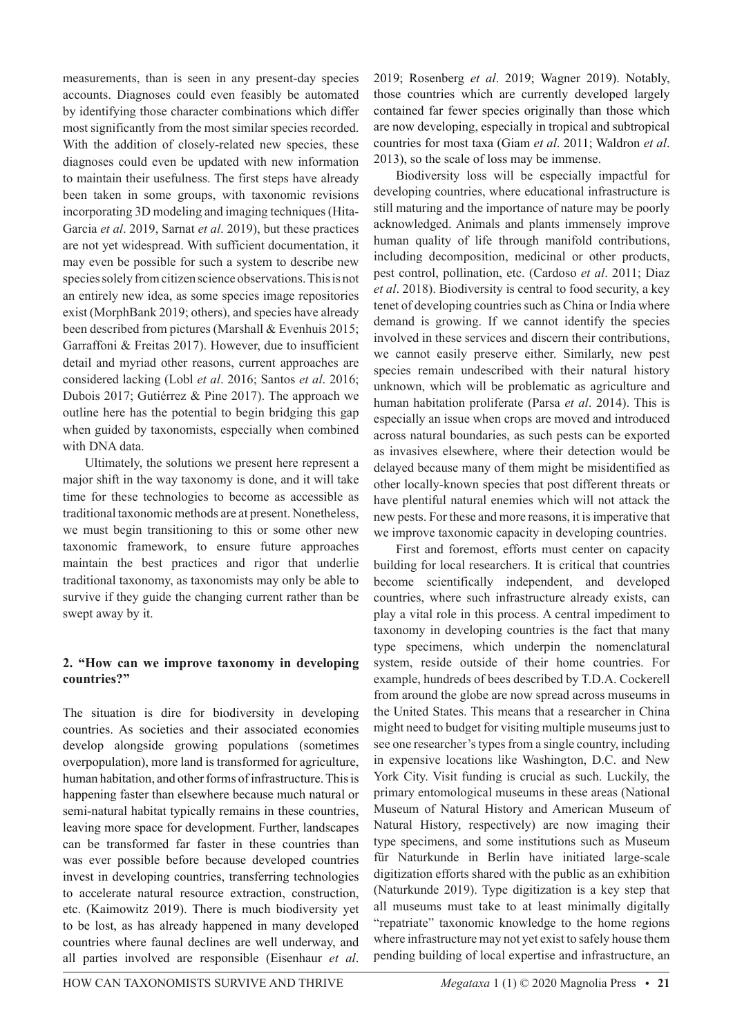measurements, than is seen in any present-day species accounts. Diagnoses could even feasibly be automated by identifying those character combinations which differ most significantly from the most similar species recorded. With the addition of closely-related new species, these diagnoses could even be updated with new information to maintain their usefulness. The first steps have already been taken in some groups, with taxonomic revisions incorporating 3D modeling and imaging techniques (Hita-Garcia *et al*. 2019, Sarnat *et al*. 2019), but these practices are not yet widespread. With sufficient documentation, it may even be possible for such a system to describe new species solely from citizen science observations. This is not an entirely new idea, as some species image repositories exist (MorphBank 2019; others), and species have already been described from pictures (Marshall & Evenhuis 2015; Garraffoni & Freitas 2017). However, due to insufficient detail and myriad other reasons, current approaches are considered lacking (Lobl *et al*. 2016; Santos *et al*. 2016; Dubois 2017; Gutiérrez & Pine 2017). The approach we outline here has the potential to begin bridging this gap when guided by taxonomists, especially when combined with DNA data.

Ultimately, the solutions we present here represent a major shift in the way taxonomy is done, and it will take time for these technologies to become as accessible as traditional taxonomic methods are at present. Nonetheless, we must begin transitioning to this or some other new taxonomic framework, to ensure future approaches maintain the best practices and rigor that underlie traditional taxonomy, as taxonomists may only be able to survive if they guide the changing current rather than be swept away by it.

## 2. "How can we improve taxonomy in developing countries?"

The situation is dire for biodiversity in developing countries. As societies and their associated economies develop alongside growing populations (sometimes overpopulation), more land is transformed for agriculture, human habitation, and other forms of infrastructure. This is happening faster than elsewhere because much natural or semi-natural habitat typically remains in these countries, leaving more space for development. Further, landscapes can be transformed far faster in these countries than was ever possible before because developed countries invest in developing countries, transferring technologies to accelerate natural resource extraction, construction, etc. (Kaimowitz 2019). There is much biodiversity yet to be lost, as has already happened in many developed countries where faunal declines are well underway, and all parties involved are responsible (Eisenhaur *et al*. 2019; Rosenberg *et al*. 2019; Wagner 2019). Notably, those countries which are currently developed largely contained far fewer species originally than those which are now developing, especially in tropical and subtropical countries for most taxa (Giam *et al*. 2011; Waldron *et al*. 2013), so the scale of loss may be immense.

Biodiversity loss will be especially impactful for developing countries, where educational infrastructure is still maturing and the importance of nature may be poorly acknowledged. Animals and plants immensely improve human quality of life through manifold contributions, including decomposition, medicinal or other products, pest control, pollination, etc. (Cardoso *et al*. 2011; Diaz *et al*. 2018). Biodiversity is central to food security, a key tenet of developing countries such as China or India where demand is growing. If we cannot identify the species involved in these services and discern their contributions, we cannot easily preserve either. Similarly, new pest species remain undescribed with their natural history unknown, which will be problematic as agriculture and human habitation proliferate (Parsa *et al*. 2014). This is especially an issue when crops are moved and introduced across natural boundaries, as such pests can be exported as invasives elsewhere, where their detection would be delayed because many of them might be misidentified as other locally-known species that post different threats or have plentiful natural enemies which will not attack the new pests. For these and more reasons, it is imperative that we improve taxonomic capacity in developing countries.

First and foremost, efforts must center on capacity building for local researchers. It is critical that countries become scientifically independent, and developed countries, where such infrastructure already exists, can play a vital role in this process. A central impediment to taxonomy in developing countries is the fact that many type specimens, which underpin the nomenclatural system, reside outside of their home countries. For example, hundreds of bees described by T.D.A. Cockerell from around the globe are now spread across museums in the United States. This means that a researcher in China might need to budget for visiting multiple museums just to see one researcher's types from a single country, including in expensive locations like Washington, D.C. and New York City. Visit funding is crucial as such. Luckily, the primary entomological museums in these areas (National Museum of Natural History and American Museum of Natural History, respectively) are now imaging their type specimens, and some institutions such as Museum für Naturkunde in Berlin have initiated large-scale digitization efforts shared with the public as an exhibition (Naturkunde 2019). Type digitization is a key step that all museums must take to at least minimally digitally "repatriate" taxonomic knowledge to the home regions where infrastructure may not yet exist to safely house them pending building of local expertise and infrastructure, an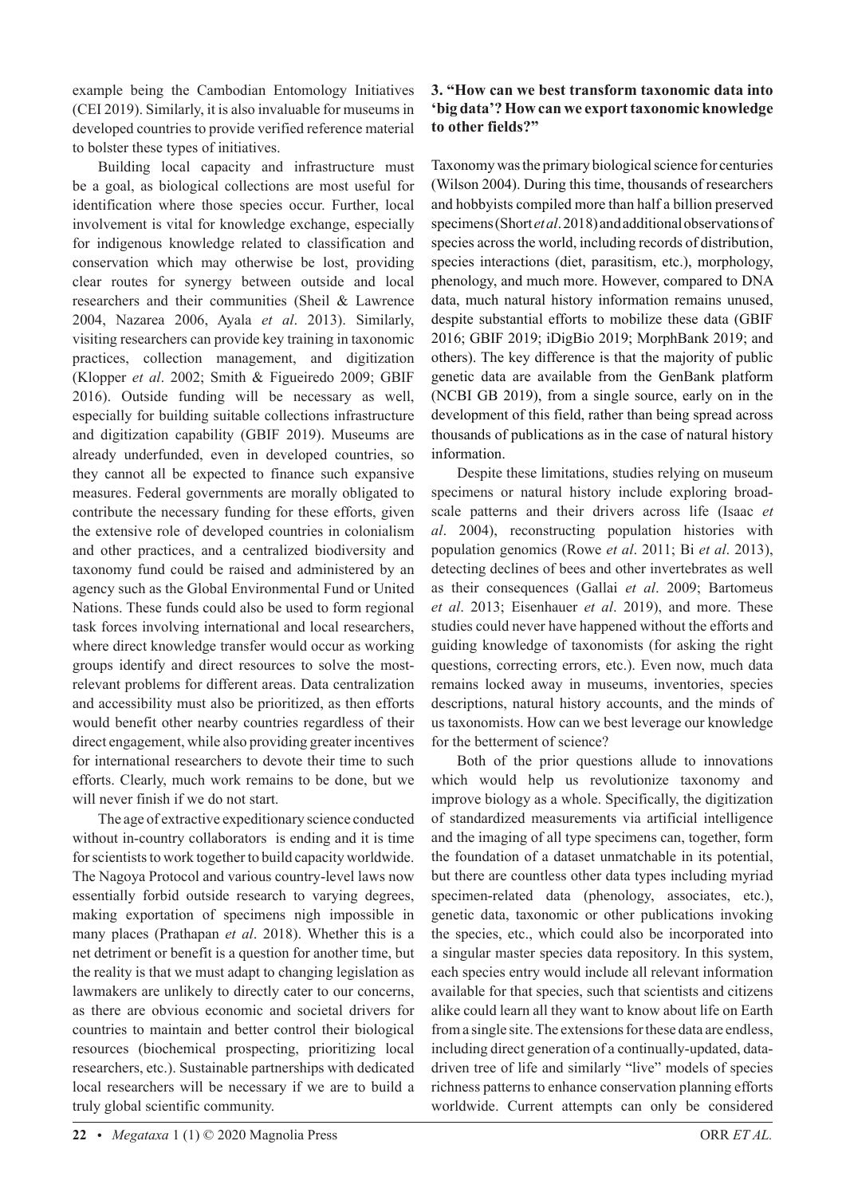example being the Cambodian Entomology Initiatives (CEI 2019). Similarly, it is also invaluable for museums in developed countries to provide verified reference material to bolster these types of initiatives.

Building local capacity and infrastructure must be a goal, as biological collections are most useful for identification where those species occur. Further, local involvement is vital for knowledge exchange, especially for indigenous knowledge related to classification and conservation which may otherwise be lost, providing clear routes for synergy between outside and local researchers and their communities (Sheil & Lawrence 2004, Nazarea 2006, Ayala *et al*. 2013). Similarly, visiting researchers can provide key training in taxonomic practices, collection management, and digitization (Klopper *et al*. 2002; Smith & Figueiredo 2009; GBIF 2016). Outside funding will be necessary as well, especially for building suitable collections infrastructure and digitization capability (GBIF 2019). Museums are already underfunded, even in developed countries, so they cannot all be expected to finance such expansive measures. Federal governments are morally obligated to contribute the necessary funding for these efforts, given the extensive role of developed countries in colonialism and other practices, and a centralized biodiversity and taxonomy fund could be raised and administered by an agency such as the Global Environmental Fund or United Nations. These funds could also be used to form regional task forces involving international and local researchers, where direct knowledge transfer would occur as working groups identify and direct resources to solve the most-relevant problems for different areas. Data centralization and accessibility must also be prioritized, as then efforts would benefit other nearby countries regardless of their direct engagement, while also providing greater incentives for international researchers to devote their time to such efforts. Clearly, much work remains to be done, but we will never finish if we do not start.

The age of extractive expeditionary science conducted without in-country collaborators is ending and it is time for scientists to work together to build capacity worldwide. The Nagoya Protocol and various country-level laws now essentially forbid outside research to varying degrees, making exportation of specimens nigh impossible in many places (Prathapan *et al*. 2018). Whether this is a net detriment or benefit is a question for another time, but the reality is that we must adapt to changing legislation as lawmakers are unlikely to directly cater to our concerns, as there are obvious economic and societal drivers for countries to maintain and better control their biological resources (biochemical prospecting, prioritizing local researchers, etc.). Sustainable partnerships with dedicated local researchers will be necessary if we are to build a truly global scientific community.

### 3. "How can we best transform taxonomic data into 'big data'? How can we export taxonomic knowledge to other fields?"

Taxonomy was the primary biological science for centuries (Wilson 2004). During this time, thousands of researchers and hobbyists compiled more than half a billion preserved specimens (Short *et al*. 2018) and additional observations of species across the world, including records of distribution, species interactions (diet, parasitism, etc.), morphology, phenology, and much more. However, compared to DNA data, much natural history information remains unused, despite substantial efforts to mobilize these data (GBIF 2016; GBIF 2019; iDigBio 2019; MorphBank 2019; and others). The key difference is that the majority of public genetic data are available from the GenBank platform (NCBI GB 2019), from a single source, early on in the development of this field, rather than being spread across thousands of publications as in the case of natural history information.

Despite these limitations, studies relying on museum specimens or natural history include exploring broad-scale patterns and their drivers across life (Isaac *et al*. 2004), reconstructing population histories with population genomics (Rowe *et al*. 2011; Bi *et al*. 2013), detecting declines of bees and other invertebrates as well as their consequences (Gallai *et al*. 2009; Bartomeus *et al*. 2013; Eisenhauer *et al*. 2019), and more. These studies could never have happened without the efforts and guiding knowledge of taxonomists (for asking the right questions, correcting errors, etc.). Even now, much data remains locked away in museums, inventories, species descriptions, natural history accounts, and the minds of us taxonomists. How can we best leverage our knowledge for the betterment of science?

Both of the prior questions allude to innovations which would help us revolutionize taxonomy and improve biology as a whole. Specifically, the digitization of standardized measurements via artificial intelligence and the imaging of all type specimens can, together, form the foundation of a dataset unmatchable in its potential, but there are countless other data types including myriad specimen-related data (phenology, associates, etc.), genetic data, taxonomic or other publications invoking the species, etc., which could also be incorporated into a singular master species data repository. In this system, each species entry would include all relevant information available for that species, such that scientists and citizens alike could learn all they want to know about life on Earth from a single site. The extensions for these data are endless, including direct generation of a continually-updated, data-driven tree of life and similarly "live" models of species richness patterns to enhance conservation planning efforts worldwide. Current attempts can only be considered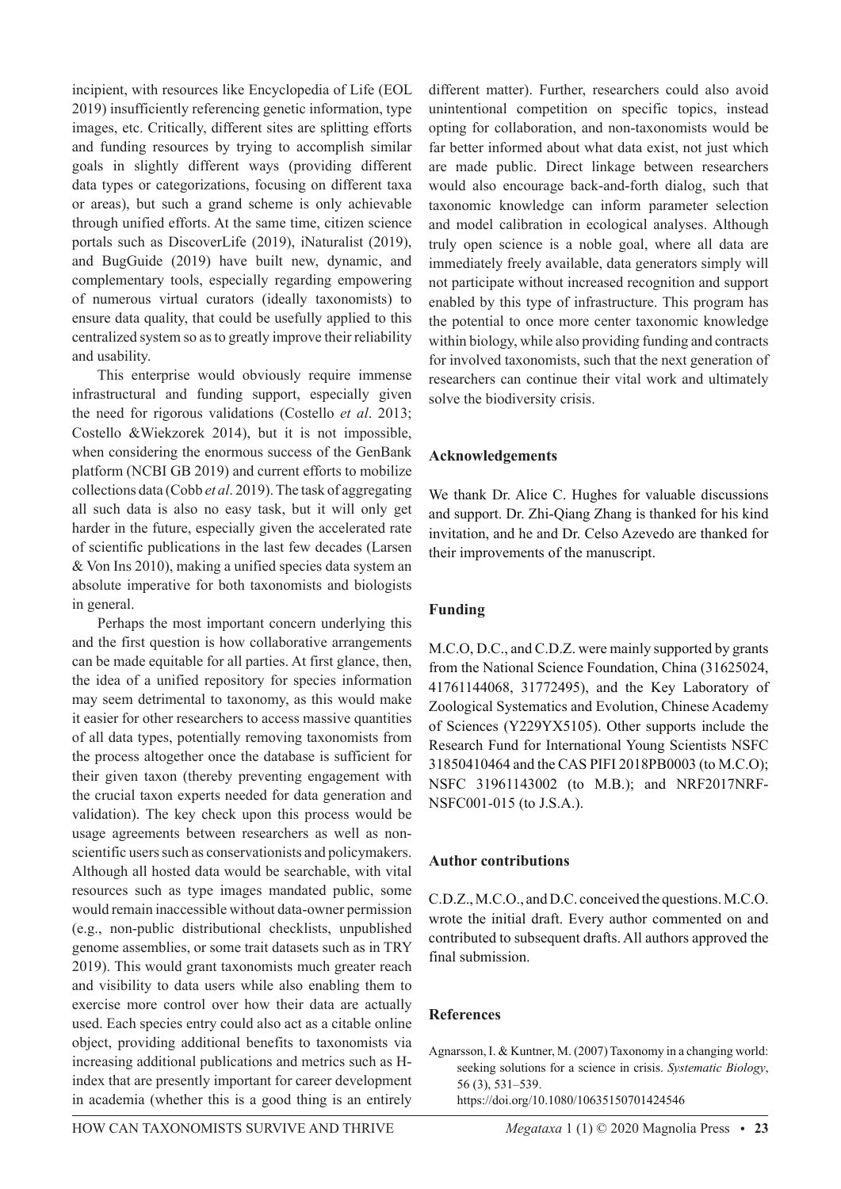incipient, with resources like Encyclopedia of Life (EOL 2019) insufficiently referencing genetic information, type images, etc. Critically, different sites are splitting efforts and funding resources by trying to accomplish similar goals in slightly different ways (providing different data types or categorizations, focusing on different taxa or areas), but such a grand scheme is only achievable through unified efforts. At the same time, citizen science portals such as DiscoverLife (2019), iNaturalist (2019), and BugGuide (2019) have built new, dynamic, and complementary tools, especially regarding empowering of numerous virtual curators (ideally taxonomists) to ensure data quality, that could be usefully applied to this centralized system so as to greatly improve their reliability and usability.

This enterprise would obviously require immense infrastructural and funding support, especially given the need for rigorous validations (Costello *et al*. 2013; Costello &Wiekzorek 2014), but it is not impossible, when considering the enormous success of the GenBank platform (NCBI GB 2019) and current efforts to mobilize collections data (Cobb *et al*. 2019). The task of aggregating all such data is also no easy task, but it will only get harder in the future, especially given the accelerated rate of scientific publications in the last few decades (Larsen & Von Ins 2010), making a unified species data system an absolute imperative for both taxonomists and biologists in general.

Perhaps the most important concern underlying this and the first question is how collaborative arrangements can be made equitable for all parties. At first glance, then, the idea of a unified repository for species information may seem detrimental to taxonomy, as this would make it easier for other researchers to access massive quantities of all data types, potentially removing taxonomists from the process altogether once the database is sufficient for their given taxon (thereby preventing engagement with the crucial taxon experts needed for data generation and validation). The key check upon this process would be usage agreements between researchers as well as non-scientific users such as conservationists and policymakers. Although all hosted data would be searchable, with vital resources such as type images mandated public, some would remain inaccessible without data-owner permission (e.g., non-public distributional checklists, unpublished genome assemblies, or some trait datasets such as in TRY 2019). This would grant taxonomists much greater reach and visibility to data users while also enabling them to exercise more control over how their data are actually used. Each species entry could also act as a citable online object, providing additional benefits to taxonomists via increasing additional publications and metrics such as H-index that are presently important for career development in academia (whether this is a good thing is an entirely different matter). Further, researchers could also avoid unintentional competition on specific topics, instead opting for collaboration, and non-taxonomists would be far better informed about what data exist, not just which are made public. Direct linkage between researchers would also encourage back-and-forth dialog, such that taxonomic knowledge can inform parameter selection and model calibration in ecological analyses. Although truly open science is a noble goal, where all data are immediately freely available, data generators simply will not participate without increased recognition and support enabled by this type of infrastructure. This program has the potential to once more center taxonomic knowledge within biology, while also providing funding and contracts for involved taxonomists, such that the next generation of researchers can continue their vital work and ultimately solve the biodiversity crisis.

## Acknowledgements

We thank Dr. Alice C. Hughes for valuable discussions and support. Dr. Zhi-Qiang Zhang is thanked for his kind invitation, and he and Dr. Celso Azevedo are thanked for their improvements of the manuscript.

## Funding

M.C.O, D.C., and C.D.Z. were mainly supported by grants from the National Science Foundation, China (31625024, 41761144068, 31772495), and the Key Laboratory of Zoological Systematics and Evolution, Chinese Academy of Sciences (Y229YX5105). Other supports include the Research Fund for International Young Scientists NSFC 31850410464 and the CAS PIFI 2018PB0003 (to M.C.O); NSFC 31961143002 (to M.B.); and NRF2017NRF-NSFC001-015 (to J.S.A.).

## Author contributions

C.D.Z., M.C.O., and D.C. conceived the questions. M.C.O. wrote the initial draft. Every author commented on and contributed to subsequent drafts. All authors approved the final submission.

## References

Agnarsson, I. & Kuntner, M. (2007) Taxonomy in a changing world: seeking solutions for a science in crisis. *Systematic Biology*, 56 (3), 531–539. https://doi.org/10.1080/10635150701424546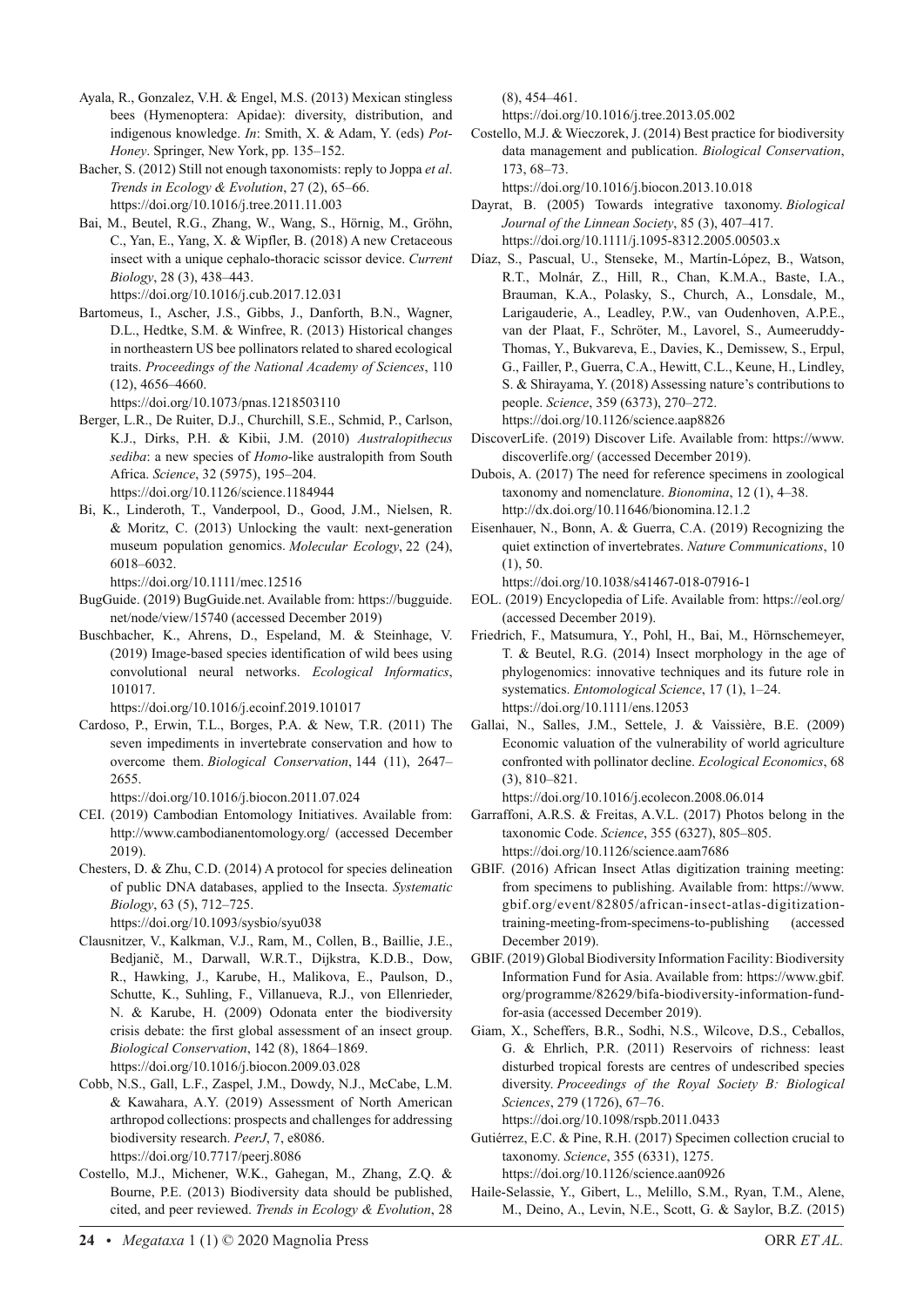Ayala, R., Gonzalez, V.H. & Engel, M.S. (2013) Mexican stingless bees (Hymenoptera: Apidae): diversity, distribution, and indigenous knowledge. *In*: Smith, X. & Adam, Y. (eds) *Pot-Honey*. Springer, New York, pp. 135–152.

Bacher, S. (2012) Still not enough taxonomists: reply to Joppa *et al*. *Trends in Ecology & Evolution*, 27 (2), 65–66. https://doi.org/10.1016/j.tree.2011.11.003

Bai, M., Beutel, R.G., Zhang, W., Wang, S., Hörnig, M., Gröhn, C., Yan, E., Yang, X. & Wipfler, B. (2018) A new Cretaceous insect with a unique cephalo-thoracic scissor device. *Current Biology*, 28 (3), 438–443. https://doi.org/10.1016/j.cub.2017.12.031

Bartomeus, I., Ascher, J.S., Gibbs, J., Danforth, B.N., Wagner, D.L., Hedtke, S.M. & Winfree, R. (2013) Historical changes in northeastern US bee pollinators related to shared ecological traits. *Proceedings of the National Academy of Sciences*, 110 (12), 4656–4660. https://doi.org/10.1073/pnas.1218503110

Berger, L.R., De Ruiter, D.J., Churchill, S.E., Schmid, P., Carlson, K.J., Dirks, P.H. & Kibii, J.M. (2010) *Australopithecus sediba*: a new species of *Homo*-like australopith from South Africa. *Science*, 32 (5975), 195–204. https://doi.org/10.1126/science.1184944

Bi, K., Linderoth, T., Vanderpool, D., Good, J.M., Nielsen, R. & Moritz, C. (2013) Unlocking the vault: next-generation museum population genomics. *Molecular Ecology*, 22 (24), 6018–6032. https://doi.org/10.1111/mec.12516

BugGuide. (2019) BugGuide.net. Available from: https://bugguide.net/node/view/15740 (accessed December 2019)

Buschbacher, K., Ahrens, D., Espeland, M. & Steinhage, V. (2019) Image-based species identification of wild bees using convolutional neural networks. *Ecological Informatics*, 101017. https://doi.org/10.1016/j.ecoinf.2019.101017

Cardoso, P., Erwin, T.L., Borges, P.A. & New, T.R. (2011) The seven impediments in invertebrate conservation and how to overcome them. *Biological Conservation*, 144 (11), 2647–2655. https://doi.org/10.1016/j.biocon.2011.07.024

CEI. (2019) Cambodian Entomology Initiatives. Available from: http://www.cambodianentomology.org/ (accessed December 2019).

Chesters, D. & Zhu, C.D. (2014) A protocol for species delineation of public DNA databases, applied to the Insecta. *Systematic Biology*, 63 (5), 712–725. https://doi.org/10.1093/sysbio/syu038

Clausnitzer, V., Kalkman, V.J., Ram, M., Collen, B., Baillie, J.E., Bedjanič, M., Darwall, W.R.T., Dijkstra, K.D.B., Dow, R., Hawking, J., Karube, H., Malikova, E., Paulson, D., Schutte, K., Suhling, F., Villanueva, R.J., von Ellenrieder, N. & Karube, H. (2009) Odonata enter the biodiversity crisis debate: the first global assessment of an insect group. *Biological Conservation*, 142 (8), 1864–1869. https://doi.org/10.1016/j.biocon.2009.03.028

Cobb, N.S., Gall, L.F., Zaspel, J.M., Dowdy, N.J., McCabe, L.M. & Kawahara, A.Y. (2019) Assessment of North American arthropod collections: prospects and challenges for addressing biodiversity research. *PeerJ*, 7, e8086. https://doi.org/10.7717/peerj.8086

Costello, M.J., Michener, W.K., Gahegan, M., Zhang, Z.Q. & Bourne, P.E. (2013) Biodiversity data should be published, cited, and peer reviewed. *Trends in Ecology & Evolution*, 28 (8), 454–461. https://doi.org/10.1016/j.tree.2013.05.002

Costello, M.J. & Wieczorek, J. (2014) Best practice for biodiversity data management and publication. *Biological Conservation*, 173, 68–73. https://doi.org/10.1016/j.biocon.2013.10.018

Dayrat, B. (2005) Towards integrative taxonomy. *Biological Journal of the Linnean Society*, 85 (3), 407–417. https://doi.org/10.1111/j.1095-8312.2005.00503.x

Díaz, S., Pascual, U., Stenseke, M., Martín-López, B., Watson, R.T., Molnár, Z., Hill, R., Chan, K.M.A., Baste, I.A., Brauman, K.A., Polasky, S., Church, A., Lonsdale, M., Larigauderie, A., Leadley, P.W., van Oudenhoven, A.P.E., van der Plaat, F., Schröter, M., Lavorel, S., Aumeeruddy-Thomas, Y., Bukvareva, E., Davies, K., Demissew, S., Erpul, G., Failler, P., Guerra, C.A., Hewitt, C.L., Keune, H., Lindley, S. & Shirayama, Y. (2018) Assessing nature's contributions to people. *Science*, 359 (6373), 270–272. https://doi.org/10.1126/science.aap8826

DiscoverLife. (2019) Discover Life. Available from: https://www.discoverlife.org/ (accessed December 2019).

Dubois, A. (2017) The need for reference specimens in zoological taxonomy and nomenclature. *Bionomina*, 12 (1), 4–38. http://dx.doi.org/10.11646/bionomina.12.1.2

Eisenhauer, N., Bonn, A. & Guerra, C.A. (2019) Recognizing the quiet extinction of invertebrates. *Nature Communications*, 10 (1), 50. https://doi.org/10.1038/s41467-018-07916-1

EOL. (2019) Encyclopedia of Life. Available from: https://eol.org/ (accessed December 2019).

Friedrich, F., Matsumura, Y., Pohl, H., Bai, M., Hörnschemeyer, T. & Beutel, R.G. (2014) Insect morphology in the age of phylogenomics: innovative techniques and its future role in systematics. *Entomological Science*, 17 (1), 1–24. https://doi.org/10.1111/ens.12053

Gallai, N., Salles, J.M., Settele, J. & Vaissière, B.E. (2009) Economic valuation of the vulnerability of world agriculture confronted with pollinator decline. *Ecological Economics*, 68 (3), 810–821. https://doi.org/10.1016/j.ecolecon.2008.06.014

Garraffoni, A.R.S. & Freitas, A.V.L. (2017) Photos belong in the taxonomic Code. *Science*, 355 (6327), 805–805. https://doi.org/10.1126/science.aam7686

GBIF. (2016) African Insect Atlas digitization training meeting: from specimens to publishing. Available from: https://www.gbif.org/event/82805/african-insect-atlas-digitization-training-meeting-from-specimens-to-publishing (accessed December 2019).

GBIF. (2019) Global Biodiversity Information Facility: Biodiversity Information Fund for Asia. Available from: https://www.gbif.org/programme/82629/bifa-biodiversity-information-fund-for-asia (accessed December 2019).

Giam, X., Scheffers, B.R., Sodhi, N.S., Wilcove, D.S., Ceballos, G. & Ehrlich, P.R. (2011) Reservoirs of richness: least disturbed tropical forests are centres of undescribed species diversity. *Proceedings of the Royal Society B: Biological Sciences*, 279 (1726), 67–76. https://doi.org/10.1098/rspb.2011.0433

Gutiérrez, E.C. & Pine, R.H. (2017) Specimen collection crucial to taxonomy. *Science*, 355 (6331), 1275. https://doi.org/10.1126/science.aan0926

Haile-Selassie, Y., Gibert, L., Melillo, S.M., Ryan, T.M., Alene, M., Deino, A., Levin, N.E., Scott, G. & Saylor, B.Z. (2015)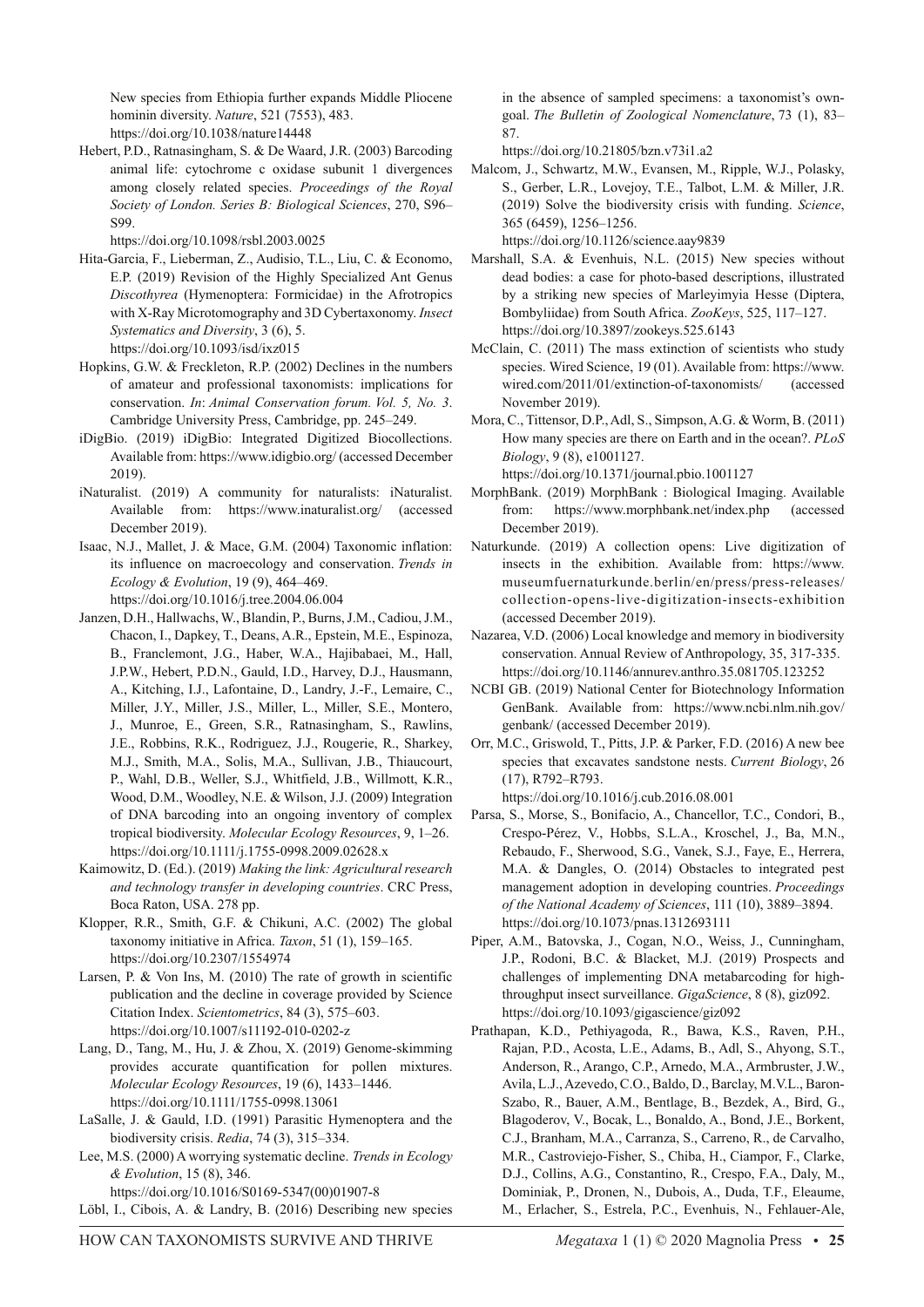New species from Ethiopia further expands Middle Pliocene hominin diversity. *Nature*, 521 (7553), 483. https://doi.org/10.1038/nature14448

Hebert, P.D., Ratnasingham, S. & De Waard, J.R. (2003) Barcoding animal life: cytochrome c oxidase subunit 1 divergences among closely related species. *Proceedings of the Royal Society of London. Series B: Biological Sciences*, 270, S96–S99. https://doi.org/10.1098/rsbl.2003.0025

Hita-Garcia, F., Lieberman, Z., Audisio, T.L., Liu, C. & Economo, E.P. (2019) Revision of the Highly Specialized Ant Genus *Discothyrea* (Hymenoptera: Formicidae) in the Afrotropics with X-Ray Microtomography and 3D Cybertaxonomy. *Insect Systematics and Diversity*, 3 (6), 5. https://doi.org/10.1093/isd/ixz015

Hopkins, G.W. & Freckleton, R.P. (2002) Declines in the numbers of amateur and professional taxonomists: implications for conservation. *In*: *Animal Conservation forum. Vol. 5, No. 3*. Cambridge University Press, Cambridge, pp. 245–249.

iDigBio. (2019) iDigBio: Integrated Digitized Biocollections. Available from: https://www.idigbio.org/ (accessed December 2019).

iNaturalist. (2019) A community for naturalists: iNaturalist. Available from: https://www.inaturalist.org/ (accessed December 2019).

Isaac, N.J., Mallet, J. & Mace, G.M. (2004) Taxonomic inflation: its influence on macroecology and conservation. *Trends in Ecology & Evolution*, 19 (9), 464–469. https://doi.org/10.1016/j.tree.2004.06.004

Janzen, D.H., Hallwachs, W., Blandin, P., Burns, J.M., Cadiou, J.M., Chacon, I., Dapkey, T., Deans, A.R., Epstein, M.E., Espinoza, B., Franclemont, J.G., Haber, W.A., Hajibabaei, M., Hall, J.P.W., Hebert, P.D.N., Gauld, I.D., Harvey, D.J., Hausmann, A., Kitching, I.J., Lafontaine, D., Landry, J.-F., Lemaire, C., Miller, J.Y., Miller, J.S., Miller, L., Miller, S.E., Montero, J., Munroe, E., Green, S.R., Ratnasingham, S., Rawlins, J.E., Robbins, R.K., Rodriguez, J.J., Rougerie, R., Sharkey, M.J., Smith, M.A., Solis, M.A., Sullivan, J.B., Thiaucourt, P., Wahl, D.B., Weller, S.J., Whitfield, J.B., Willmott, K.R., Wood, D.M., Woodley, N.E. & Wilson, J.J. (2009) Integration of DNA barcoding into an ongoing inventory of complex tropical biodiversity. *Molecular Ecology Resources*, 9, 1–26. https://doi.org/10.1111/j.1755-0998.2009.02628.x

Kaimowitz, D. (Ed.). (2019) *Making the link: Agricultural research and technology transfer in developing countries*. CRC Press, Boca Raton, USA. 278 pp.

Klopper, R.R., Smith, G.F. & Chikuni, A.C. (2002) The global taxonomy initiative in Africa. *Taxon*, 51 (1), 159–165. https://doi.org/10.2307/1554974

Larsen, P. & Von Ins, M. (2010) The rate of growth in scientific publication and the decline in coverage provided by Science Citation Index. *Scientometrics*, 84 (3), 575–603. https://doi.org/10.1007/s11192-010-0202-z

Lang, D., Tang, M., Hu, J. & Zhou, X. (2019) Genome-skimming provides accurate quantification for pollen mixtures. *Molecular Ecology Resources*, 19 (6), 1433–1446. https://doi.org/10.1111/1755-0998.13061

LaSalle, J. & Gauld, I.D. (1991) Parasitic Hymenoptera and the biodiversity crisis. *Redia*, 74 (3), 315–334.

Lee, M.S. (2000) A worrying systematic decline. *Trends in Ecology & Evolution*, 15 (8), 346. https://doi.org/10.1016/S0169-5347(00)01907-8

Löbl, I., Cibois, A. & Landry, B. (2016) Describing new species in the absence of sampled specimens: a taxonomist's own-goal. *The Bulletin of Zoological Nomenclature*, 73 (1), 83–87. https://doi.org/10.21805/bzn.v73i1.a2

Malcom, J., Schwartz, M.W., Evansen, M., Ripple, W.J., Polasky, S., Gerber, L.R., Lovejoy, T.E., Talbot, L.M. & Miller, J.R. (2019) Solve the biodiversity crisis with funding. *Science*, 365 (6459), 1256–1256. https://doi.org/10.1126/science.aay9839

Marshall, S.A. & Evenhuis, N.L. (2015) New species without dead bodies: a case for photo-based descriptions, illustrated by a striking new species of Marleyimyia Hesse (Diptera, Bombyliidae) from South Africa. *ZooKeys*, 525, 117–127. https://doi.org/10.3897/zookeys.525.6143

McClain, C. (2011) The mass extinction of scientists who study species. Wired Science, 19 (01). Available from: https://www.wired.com/2011/01/extinction-of-taxonomists/ (accessed November 2019).

Mora, C., Tittensor, D.P., Adl, S., Simpson, A.G. & Worm, B. (2011) How many species are there on Earth and in the ocean?. *PLoS Biology*, 9 (8), e1001127. https://doi.org/10.1371/journal.pbio.1001127

MorphBank. (2019) MorphBank : Biological Imaging. Available from: https://www.morphbank.net/index.php (accessed December 2019).

Naturkunde. (2019) A collection opens: Live digitization of insects in the exhibition. Available from: https://www.museumfuernaturkunde.berlin/en/press/press-releases/collection-opens-live-digitization-insects-exhibition (accessed December 2019).

Nazarea, V.D. (2006) Local knowledge and memory in biodiversity conservation. Annual Review of Anthropology, 35, 317-335. https://doi.org/10.1146/annurev.anthro.35.081705.123252

NCBI GB. (2019) National Center for Biotechnology Information GenBank. Available from: https://www.ncbi.nlm.nih.gov/genbank/ (accessed December 2019).

Orr, M.C., Griswold, T., Pitts, J.P. & Parker, F.D. (2016) A new bee species that excavates sandstone nests. *Current Biology*, 26 (17), R792–R793. https://doi.org/10.1016/j.cub.2016.08.001

Parsa, S., Morse, S., Bonifacio, A., Chancellor, T.C., Condori, B., Crespo-Pérez, V., Hobbs, S.L.A., Kroschel, J., Ba, M.N., Rebaudo, F., Sherwood, S.G., Vanek, S.J., Faye, E., Herrera, M.A. & Dangles, O. (2014) Obstacles to integrated pest management adoption in developing countries. *Proceedings of the National Academy of Sciences*, 111 (10), 3889–3894. https://doi.org/10.1073/pnas.1312693111

Piper, A.M., Batovska, J., Cogan, N.O., Weiss, J., Cunningham, J.P., Rodoni, B.C. & Blacket, M.J. (2019) Prospects and challenges of implementing DNA metabarcoding for high-throughput insect surveillance. *GigaScience*, 8 (8), giz092. https://doi.org/10.1093/gigascience/giz092

Prathapan, K.D., Pethiyagoda, R., Bawa, K.S., Raven, P.H., Rajan, P.D., Acosta, L.E., Adams, B., Adl, S., Ahyong, S.T., Anderson, R., Arango, C.P., Arnedo, M.A., Armbruster, J.W., Avila, L.J., Azevedo, C.O., Baldo, D., Barclay, M.V.L., Baron-Szabo, R., Bauer, A.M., Bentlage, B., Bezdek, A., Bird, G., Blagoderov, V., Bocak, L., Bonaldo, A., Bond, J.E., Borkent, C.J., Branham, M.A., Carranza, S., Carreno, R., de Carvalho, M.R., Castroviejo-Fisher, S., Chiba, H., Ciampor, F., Clarke, D.J., Collins, A.G., Constantino, R., Crespo, F.A., Daly, M., Dominiak, P., Dronen, N., Dubois, A., Duda, T.F., Eleaume, M., Erlacher, S., Estrela, P.C., Evenhuis, N., Fehlauer-Ale,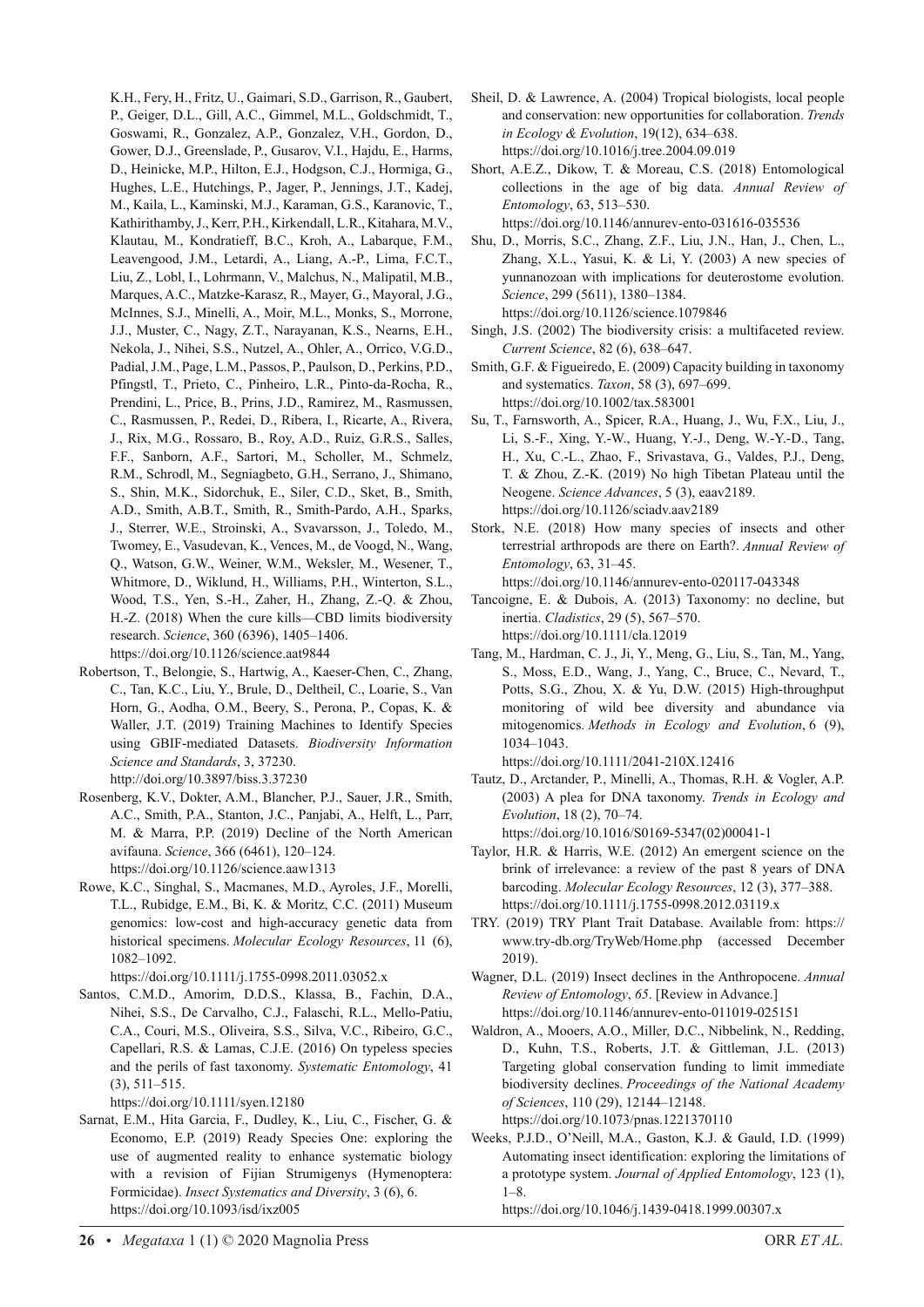K.H., Fery, H., Fritz, U., Gaimari, S.D., Garrison, R., Gaubert, P., Geiger, D.L., Gill, A.C., Gimmel, M.L., Goldschmidt, T., Goswami, R., Gonzalez, A.P., Gonzalez, V.H., Gordon, D., Gower, D.J., Greenslade, P., Gusarov, V.I., Hajdu, E., Harms, D., Heinicke, M.P., Hilton, E.J., Hodgson, C.J., Hormiga, G., Hughes, L.E., Hutchings, P., Jager, P., Jennings, J.T., Kadej, M., Kaila, L., Kaminski, M.J., Karaman, G.S., Karanovic, T., Kathirithamby, J., Kerr, P.H., Kirkendall, L.R., Kitahara, M.V., Klautau, M., Kondratieff, B.C., Kroh, A., Labarque, F.M., Leavengood, J.M., Letardi, A., Liang, A.-P., Lima, F.C.T., Liu, Z., Lobl, I., Lohrmann, V., Malchus, N., Malipatil, M.B., Marques, A.C., Matzke-Karasz, R., Mayer, G., Mayoral, J.G., McInnes, S.J., Minelli, A., Moir, M.L., Monks, S., Morrone, J.J., Muster, C., Nagy, Z.T., Narayanan, K.S., Nearns, E.H., Nekola, J., Nihei, S.S., Nutzel, A., Ohler, A., Orrico, V.G.D., Padial, J.M., Page, L.M., Passos, P., Paulson, D., Perkins, P.D., Pfingstl, T., Prieto, C., Pinheiro, L.R., Pinto-da-Rocha, R., Prendini, L., Price, B., Prins, J.D., Ramirez, M., Rasmussen, C., Rasmussen, P., Redei, D., Ribera, I., Ricarte, A., Rivera, J., Rix, M.G., Rossaro, B., Roy, A.D., Ruiz, G.R.S., Salles, F.F., Sanborn, A.F., Sartori, M., Scholler, M., Schmelz, R.M., Schrodl, M., Segniagbeto, G.H., Serrano, J., Shimano, S., Shin, M.K., Sidorchuk, E., Siler, C.D., Sket, B., Smith, A.D., Smith, A.B.T., Smith, R., Smith-Pardo, A.H., Sparks, J., Sterrer, W.E., Stroinski, A., Svavarsson, J., Toledo, M., Twomey, E., Vasudevan, K., Vences, M., de Voogd, N., Wang, Q., Watson, G.W., Weiner, W.M., Weksler, M., Wesener, T., Whitmore, D., Wiklund, H., Williams, P.H., Winterton, S.L., Wood, T.S., Yen, S.-H., Zaher, H., Zhang, Z.-Q. & Zhou, H.-Z. (2018) When the cure kills—CBD limits biodiversity research. *Science*, 360 (6396), 1405–1406. https://doi.org/10.1126/science.aat9844

Robertson, T., Belongie, S., Hartwig, A., Kaeser-Chen, C., Zhang, C., Tan, K.C., Liu, Y., Brule, D., Deltheil, C., Loarie, S., Van Horn, G., Aodha, O.M., Beery, S., Perona, P., Copas, K. & Waller, J.T. (2019) Training Machines to Identify Species using GBIF-mediated Datasets. *Biodiversity Information Science and Standards*, 3, 37230. http://doi.org/10.3897/biss.3.37230

Rosenberg, K.V., Dokter, A.M., Blancher, P.J., Sauer, J.R., Smith, A.C., Smith, P.A., Stanton, J.C., Panjabi, A., Helft, L., Parr, M. & Marra, P.P. (2019) Decline of the North American avifauna. *Science*, 366 (6461), 120–124. https://doi.org/10.1126/science.aaw1313

Rowe, K.C., Singhal, S., Macmanes, M.D., Ayroles, J.F., Morelli, T.L., Rubidge, E.M., Bi, K. & Moritz, C.C. (2011) Museum genomics: low-cost and high-accuracy genetic data from historical specimens. *Molecular Ecology Resources*, 11 (6), 1082–1092. https://doi.org/10.1111/j.1755-0998.2011.03052.x

Santos, C.M.D., Amorim, D.D.S., Klassa, B., Fachin, D.A., Nihei, S.S., De Carvalho, C.J., Falaschi, R.L., Mello-Patiu, C.A., Couri, M.S., Oliveira, S.S., Silva, V.C., Ribeiro, G.C., Capellari, R.S. & Lamas, C.J.E. (2016) On typeless species and the perils of fast taxonomy. *Systematic Entomology*, 41 (3), 511–515. https://doi.org/10.1111/syen.12180

Sarnat, E.M., Hita Garcia, F., Dudley, K., Liu, C., Fischer, G. & Economo, E.P. (2019) Ready Species One: exploring the use of augmented reality to enhance systematic biology with a revision of Fijian Strumigenys (Hymenoptera: Formicidae). *Insect Systematics and Diversity*, 3 (6), 6. https://doi.org/10.1093/isd/ixz005

Sheil, D. & Lawrence, A. (2004) Tropical biologists, local people and conservation: new opportunities for collaboration. *Trends in Ecology & Evolution*, 19(12), 634–638. https://doi.org/10.1016/j.tree.2004.09.019

Short, A.E.Z., Dikow, T. & Moreau, C.S. (2018) Entomological collections in the age of big data. *Annual Review of Entomology*, 63, 513–530. https://doi.org/10.1146/annurev-ento-031616-035536

Shu, D., Morris, S.C., Zhang, Z.F., Liu, J.N., Han, J., Chen, L., Zhang, X.L., Yasui, K. & Li, Y. (2003) A new species of yunnanozoan with implications for deuterostome evolution. *Science*, 299 (5611), 1380–1384. https://doi.org/10.1126/science.1079846

Singh, J.S. (2002) The biodiversity crisis: a multifaceted review. *Current Science*, 82 (6), 638–647.

Smith, G.F. & Figueiredo, E. (2009) Capacity building in taxonomy and systematics. *Taxon*, 58 (3), 697–699. https://doi.org/10.1002/tax.583001

Su, T., Farnsworth, A., Spicer, R.A., Huang, J., Wu, F.X., Liu, J., Li, S.-F., Xing, Y.-W., Huang, Y.-J., Deng, W.-Y.-D., Tang, H., Xu, C.-L., Zhao, F., Srivastava, G., Valdes, P.J., Deng, T. & Zhou, Z.-K. (2019) No high Tibetan Plateau until the Neogene. *Science Advances*, 5 (3), eaav2189. https://doi.org/10.1126/sciadv.aav2189

Stork, N.E. (2018) How many species of insects and other terrestrial arthropods are there on Earth?. *Annual Review of Entomology*, 63, 31–45. https://doi.org/10.1146/annurev-ento-020117-043348

Tancoigne, E. & Dubois, A. (2013) Taxonomy: no decline, but inertia. *Cladistics*, 29 (5), 567–570. https://doi.org/10.1111/cla.12019

Tang, M., Hardman, C. J., Ji, Y., Meng, G., Liu, S., Tan, M., Yang, S., Moss, E.D., Wang, J., Yang, C., Bruce, C., Nevard, T., Potts, S.G., Zhou, X. & Yu, D.W. (2015) High-throughput monitoring of wild bee diversity and abundance via mitogenomics. *Methods in Ecology and Evolution*, 6 (9), 1034–1043. https://doi.org/10.1111/2041-210X.12416

Tautz, D., Arctander, P., Minelli, A., Thomas, R.H. & Vogler, A.P. (2003) A plea for DNA taxonomy. *Trends in Ecology and Evolution*, 18 (2), 70–74. https://doi.org/10.1016/S0169-5347(02)00041-1

Taylor, H.R. & Harris, W.E. (2012) An emergent science on the brink of irrelevance: a review of the past 8 years of DNA barcoding. *Molecular Ecology Resources*, 12 (3), 377–388. https://doi.org/10.1111/j.1755-0998.2012.03119.x

TRY. (2019) TRY Plant Trait Database. Available from: https://www.try-db.org/TryWeb/Home.php (accessed December 2019).

Wagner, D.L. (2019) Insect declines in the Anthropocene. *Annual Review of Entomology*, *65*. [Review in Advance.] https://doi.org/10.1146/annurev-ento-011019-025151

Waldron, A., Mooers, A.O., Miller, D.C., Nibbelink, N., Redding, D., Kuhn, T.S., Roberts, J.T. & Gittleman, J.L. (2013) Targeting global conservation funding to limit immediate biodiversity declines. *Proceedings of the National Academy of Sciences*, 110 (29), 12144–12148. https://doi.org/10.1073/pnas.1221370110

Weeks, P.J.D., O'Neill, M.A., Gaston, K.J. & Gauld, I.D. (1999) Automating insect identification: exploring the limitations of a prototype system. *Journal of Applied Entomology*, 123 (1), 1–8. https://doi.org/10.1046/j.1439-0418.1999.00307.x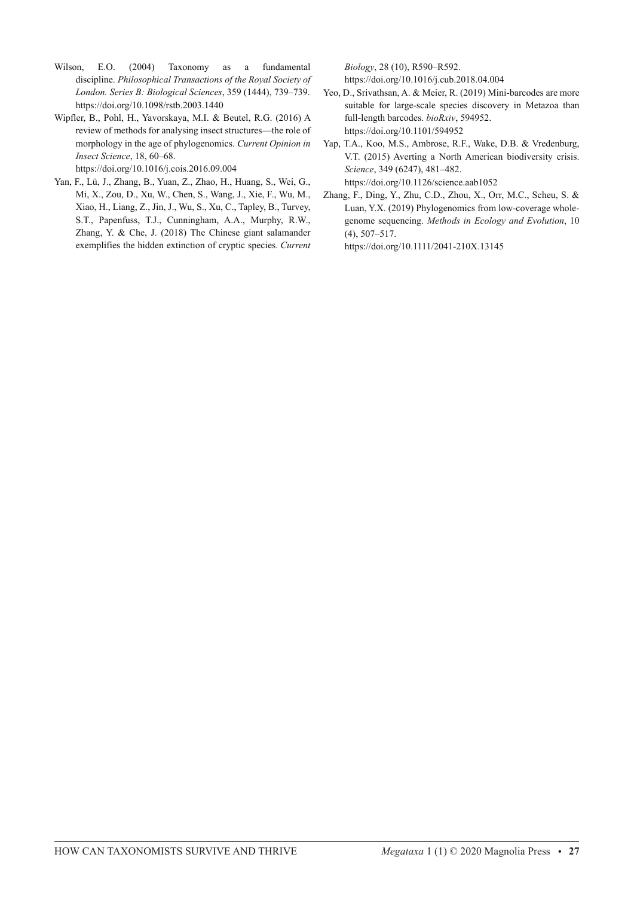Wilson, E.O. (2004) Taxonomy as a fundamental discipline. *Philosophical Transactions of the Royal Society of London. Series B: Biological Sciences*, 359 (1444), 739–739. https://doi.org/10.1098/rstb.2003.1440

Wipfler, B., Pohl, H., Yavorskaya, M.I. & Beutel, R.G. (2016) A review of methods for analysing insect structures—the role of morphology in the age of phylogenomics. *Current Opinion in Insect Science*, 18, 60–68. https://doi.org/10.1016/j.cois.2016.09.004

Yan, F., Lü, J., Zhang, B., Yuan, Z., Zhao, H., Huang, S., Wei, G., Mi, X., Zou, D., Xu, W., Chen, S., Wang, J., Xie, F., Wu, M., Xiao, H., Liang, Z., Jin, J., Wu, S., Xu, C., Tapley, B., Turvey, S.T., Papenfuss, T.J., Cunningham, A.A., Murphy, R.W., Zhang, Y. & Che, J. (2018) The Chinese giant salamander exemplifies the hidden extinction of cryptic species. *Current Biology*, 28 (10), R590–R592. https://doi.org/10.1016/j.cub.2018.04.004

Yeo, D., Srivathsan, A. & Meier, R. (2019) Mini-barcodes are more suitable for large-scale species discovery in Metazoa than full-length barcodes. *bioRxiv*, 594952. https://doi.org/10.1101/594952

Yap, T.A., Koo, M.S., Ambrose, R.F., Wake, D.B. & Vredenburg, V.T. (2015) Averting a North American biodiversity crisis. *Science*, 349 (6247), 481–482. https://doi.org/10.1126/science.aab1052

Zhang, F., Ding, Y., Zhu, C.D., Zhou, X., Orr, M.C., Scheu, S. & Luan, Y.X. (2019) Phylogenomics from low-coverage whole-genome sequencing. *Methods in Ecology and Evolution*, 10 (4), 507–517. https://doi.org/10.1111/2041-210X.13145